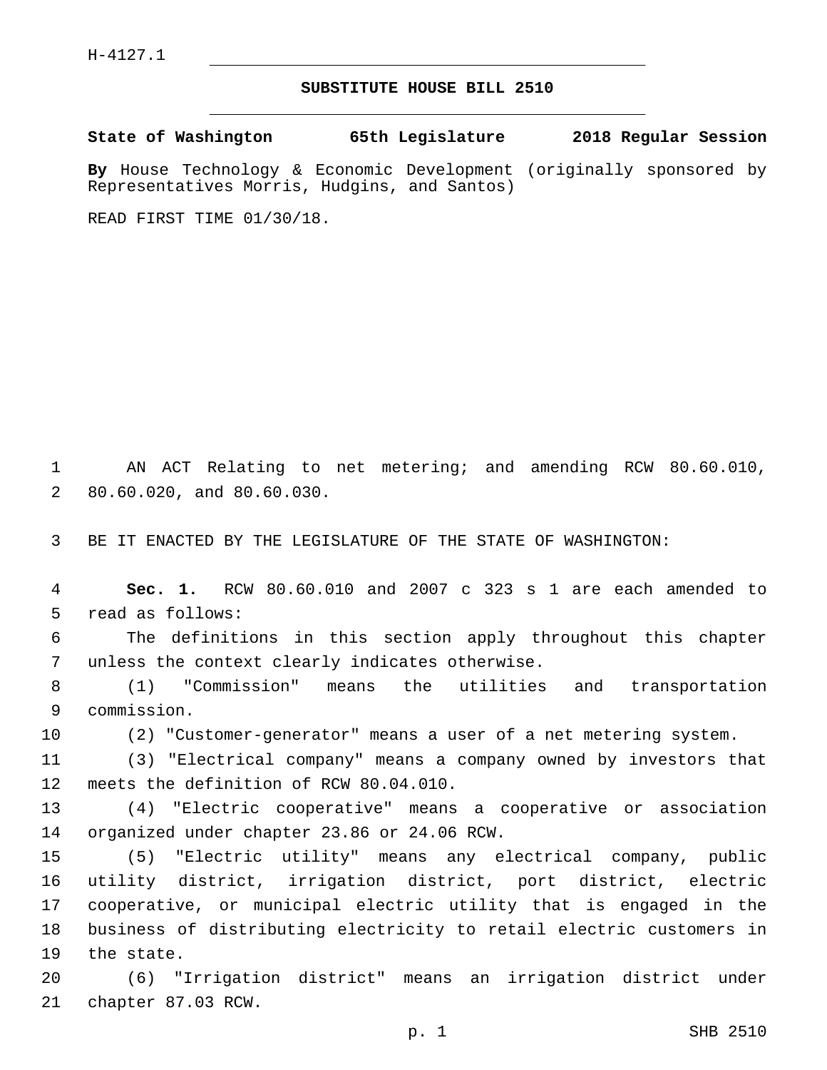H-4127.1

## SUBSTITUTE HOUSE BILL 2510

**State of Washington 65th Legislature 2018 Regular Session**

**By** House Technology & Economic Development (originally sponsored by Representatives Morris, Hudgins, and Santos)

READ FIRST TIME 01/30/18.

AN ACT Relating to net metering; and amending RCW 80.60.010, 80.60.020, and 80.60.030.

BE IT ENACTED BY THE LEGISLATURE OF THE STATE OF WASHINGTON:

**Sec. 1.** RCW 80.60.010 and 2007 c 323 s 1 are each amended to read as follows:

The definitions in this section apply throughout this chapter unless the context clearly indicates otherwise.

(1) "Commission" means the utilities and transportation commission.

(2) "Customer-generator" means a user of a net metering system.

(3) "Electrical company" means a company owned by investors that meets the definition of RCW 80.04.010.

(4) "Electric cooperative" means a cooperative or association organized under chapter 23.86 or 24.06 RCW.

(5) "Electric utility" means any electrical company, public utility district, irrigation district, port district, electric cooperative, or municipal electric utility that is engaged in the business of distributing electricity to retail electric customers in the state.

(6) "Irrigation district" means an irrigation district under chapter 87.03 RCW.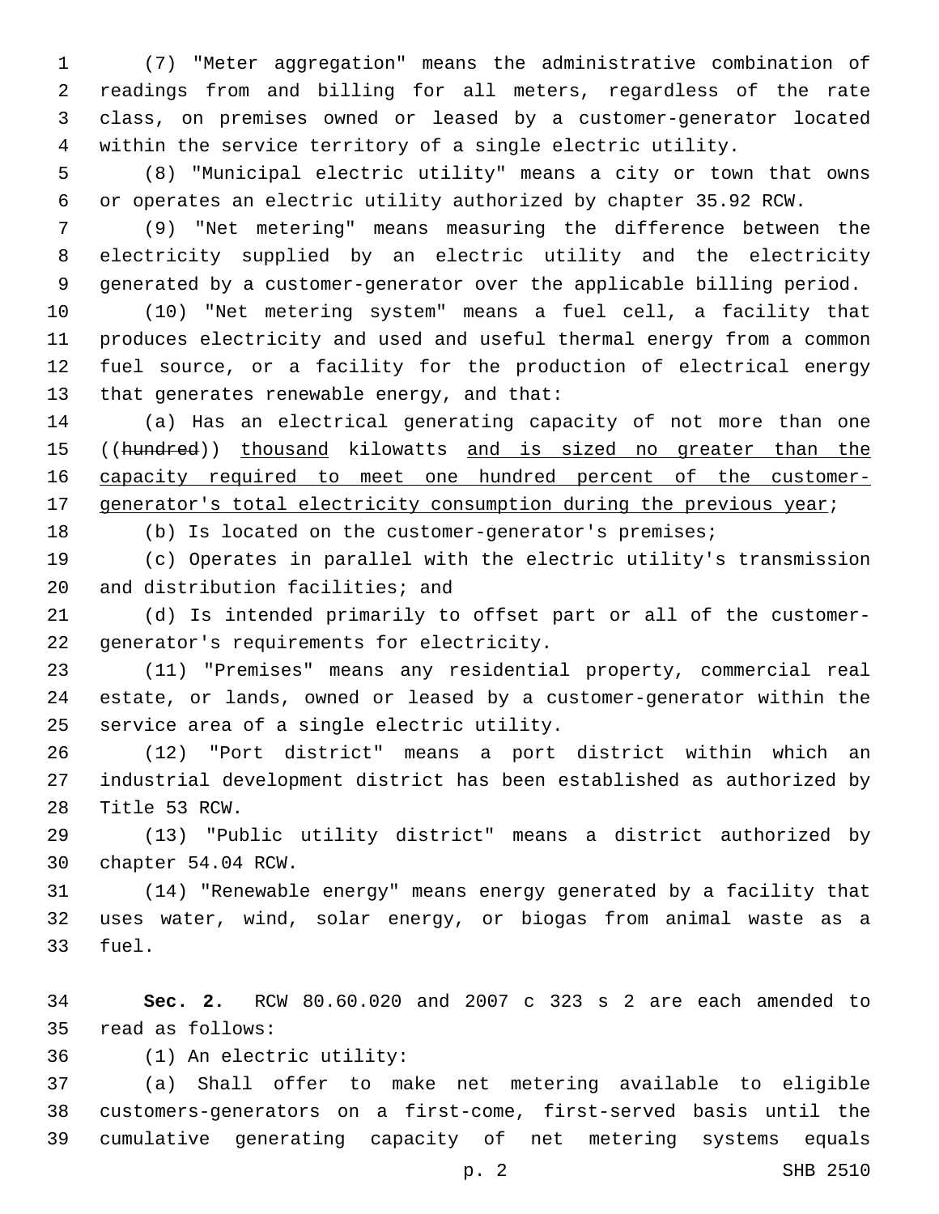(7) "Meter aggregation" means the administrative combination of readings from and billing for all meters, regardless of the rate class, on premises owned or leased by a customer-generator located within the service territory of a single electric utility.

(8) "Municipal electric utility" means a city or town that owns or operates an electric utility authorized by chapter 35.92 RCW.

(9) "Net metering" means measuring the difference between the electricity supplied by an electric utility and the electricity generated by a customer-generator over the applicable billing period.

(10) "Net metering system" means a fuel cell, a facility that produces electricity and used and useful thermal energy from a common fuel source, or a facility for the production of electrical energy that generates renewable energy, and that:

(a) Has an electrical generating capacity of not more than one ((~~hundred~~)) <u>thousand</u> kilowatts <u>and is sized no greater than the capacity required to meet one hundred percent of the customer-generator's total electricity consumption during the previous year</u>;

(b) Is located on the customer-generator's premises;

(c) Operates in parallel with the electric utility's transmission and distribution facilities; and

(d) Is intended primarily to offset part or all of the customer-generator's requirements for electricity.

(11) "Premises" means any residential property, commercial real estate, or lands, owned or leased by a customer-generator within the service area of a single electric utility.

(12) "Port district" means a port district within which an industrial development district has been established as authorized by Title 53 RCW.

(13) "Public utility district" means a district authorized by chapter 54.04 RCW.

(14) "Renewable energy" means energy generated by a facility that uses water, wind, solar energy, or biogas from animal waste as a fuel.

**Sec. 2.** RCW 80.60.020 and 2007 c 323 s 2 are each amended to read as follows:

(1) An electric utility:

(a) Shall offer to make net metering available to eligible customers-generators on a first-come, first-served basis until the cumulative generating capacity of net metering systems equals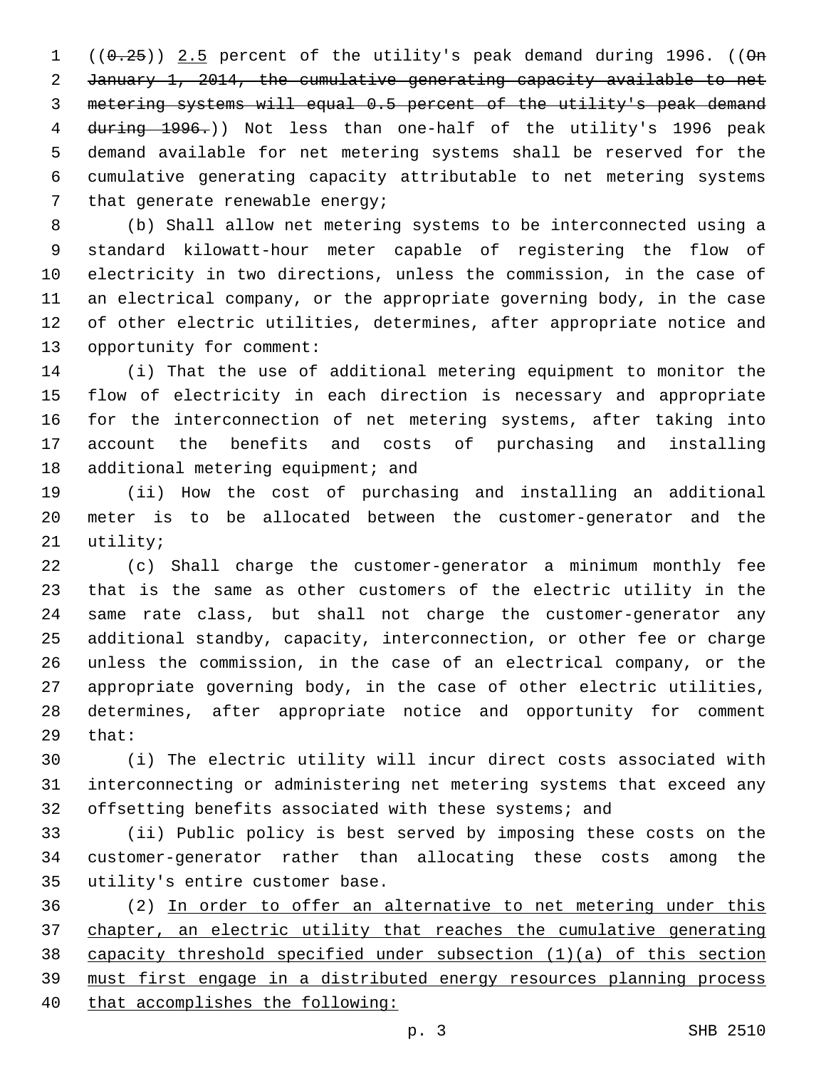((~~0.25~~)) <u>2.5</u> percent of the utility's peak demand during 1996. ((~~On January 1, 2014, the cumulative generating capacity available to net metering systems will equal 0.5 percent of the utility's peak demand during 1996.~~)) Not less than one-half of the utility's 1996 peak demand available for net metering systems shall be reserved for the cumulative generating capacity attributable to net metering systems that generate renewable energy;

(b) Shall allow net metering systems to be interconnected using a standard kilowatt-hour meter capable of registering the flow of electricity in two directions, unless the commission, in the case of an electrical company, or the appropriate governing body, in the case of other electric utilities, determines, after appropriate notice and opportunity for comment:

(i) That the use of additional metering equipment to monitor the flow of electricity in each direction is necessary and appropriate for the interconnection of net metering systems, after taking into account the benefits and costs of purchasing and installing additional metering equipment; and

(ii) How the cost of purchasing and installing an additional meter is to be allocated between the customer-generator and the utility;

(c) Shall charge the customer-generator a minimum monthly fee that is the same as other customers of the electric utility in the same rate class, but shall not charge the customer-generator any additional standby, capacity, interconnection, or other fee or charge unless the commission, in the case of an electrical company, or the appropriate governing body, in the case of other electric utilities, determines, after appropriate notice and opportunity for comment that:

(i) The electric utility will incur direct costs associated with interconnecting or administering net metering systems that exceed any offsetting benefits associated with these systems; and

(ii) Public policy is best served by imposing these costs on the customer-generator rather than allocating these costs among the utility's entire customer base.

(2) <u>In order to offer an alternative to net metering under this chapter, an electric utility that reaches the cumulative generating capacity threshold specified under subsection (1)(a) of this section must first engage in a distributed energy resources planning process that accomplishes the following:</u>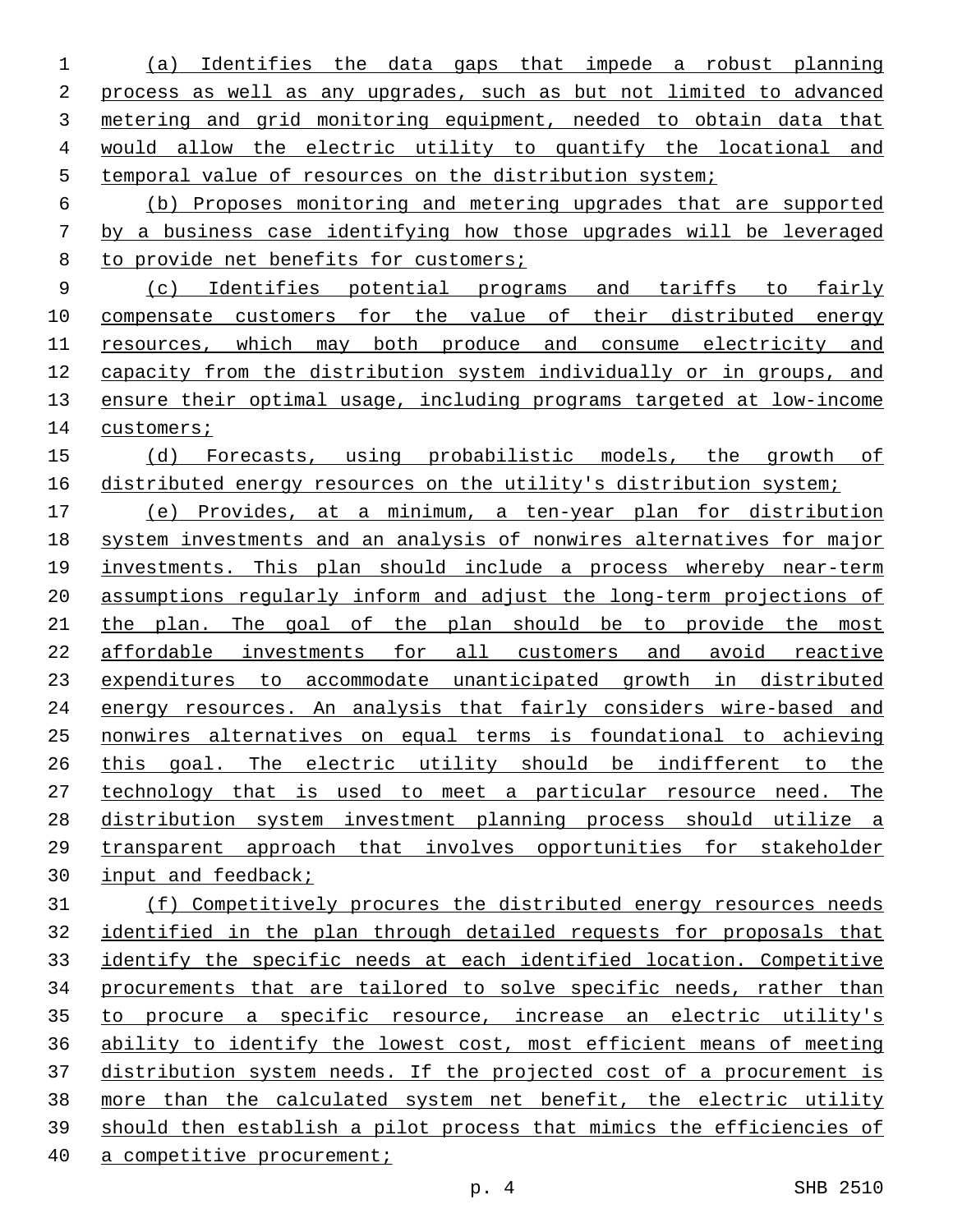(a) Identifies the data gaps that impede a robust planning process as well as any upgrades, such as but not limited to advanced metering and grid monitoring equipment, needed to obtain data that would allow the electric utility to quantify the locational and temporal value of resources on the distribution system;

(b) Proposes monitoring and metering upgrades that are supported by a business case identifying how those upgrades will be leveraged to provide net benefits for customers;

(c) Identifies potential programs and tariffs to fairly compensate customers for the value of their distributed energy resources, which may both produce and consume electricity and capacity from the distribution system individually or in groups, and ensure their optimal usage, including programs targeted at low-income customers;

(d) Forecasts, using probabilistic models, the growth of distributed energy resources on the utility's distribution system;

(e) Provides, at a minimum, a ten-year plan for distribution system investments and an analysis of nonwires alternatives for major investments. This plan should include a process whereby near-term assumptions regularly inform and adjust the long-term projections of the plan. The goal of the plan should be to provide the most affordable investments for all customers and avoid reactive expenditures to accommodate unanticipated growth in distributed energy resources. An analysis that fairly considers wire-based and nonwires alternatives on equal terms is foundational to achieving this goal. The electric utility should be indifferent to the technology that is used to meet a particular resource need. The distribution system investment planning process should utilize a transparent approach that involves opportunities for stakeholder input and feedback;

(f) Competitively procures the distributed energy resources needs identified in the plan through detailed requests for proposals that identify the specific needs at each identified location. Competitive procurements that are tailored to solve specific needs, rather than to procure a specific resource, increase an electric utility's ability to identify the lowest cost, most efficient means of meeting distribution system needs. If the projected cost of a procurement is more than the calculated system net benefit, the electric utility should then establish a pilot process that mimics the efficiencies of a competitive procurement;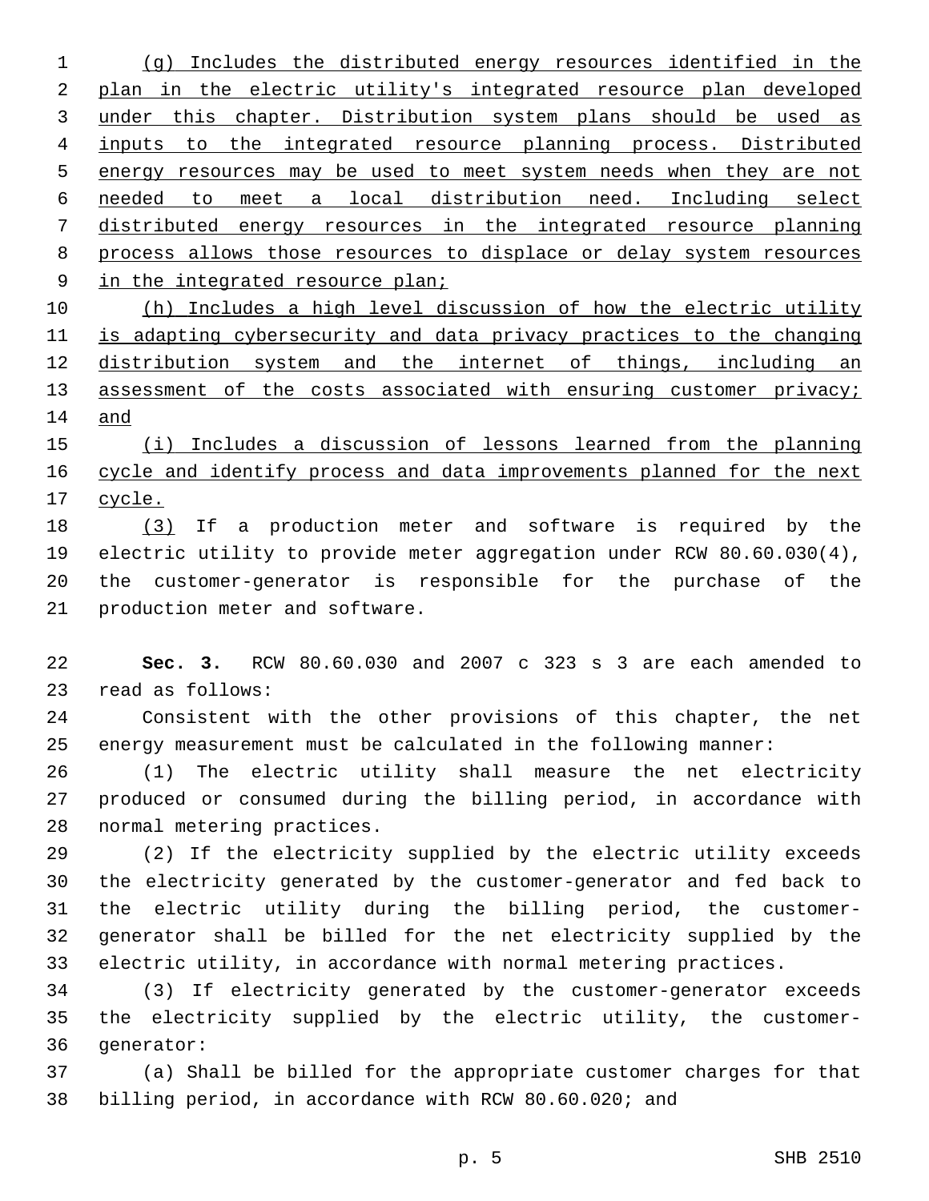(g) Includes the distributed energy resources identified in the plan in the electric utility's integrated resource plan developed under this chapter. Distribution system plans should be used as inputs to the integrated resource planning process. Distributed energy resources may be used to meet system needs when they are not needed to meet a local distribution need. Including select distributed energy resources in the integrated resource planning process allows those resources to displace or delay system resources in the integrated resource plan;

(h) Includes a high level discussion of how the electric utility is adapting cybersecurity and data privacy practices to the changing distribution system and the internet of things, including an assessment of the costs associated with ensuring customer privacy; and

(i) Includes a discussion of lessons learned from the planning cycle and identify process and data improvements planned for the next cycle.

(3) If a production meter and software is required by the electric utility to provide meter aggregation under RCW 80.60.030(4), the customer-generator is responsible for the purchase of the production meter and software.

**Sec. 3.** RCW 80.60.030 and 2007 c 323 s 3 are each amended to read as follows:

Consistent with the other provisions of this chapter, the net energy measurement must be calculated in the following manner:

(1) The electric utility shall measure the net electricity produced or consumed during the billing period, in accordance with normal metering practices.

(2) If the electricity supplied by the electric utility exceeds the electricity generated by the customer-generator and fed back to the electric utility during the billing period, the customer-generator shall be billed for the net electricity supplied by the electric utility, in accordance with normal metering practices.

(3) If electricity generated by the customer-generator exceeds the electricity supplied by the electric utility, the customer-generator:

(a) Shall be billed for the appropriate customer charges for that billing period, in accordance with RCW 80.60.020; and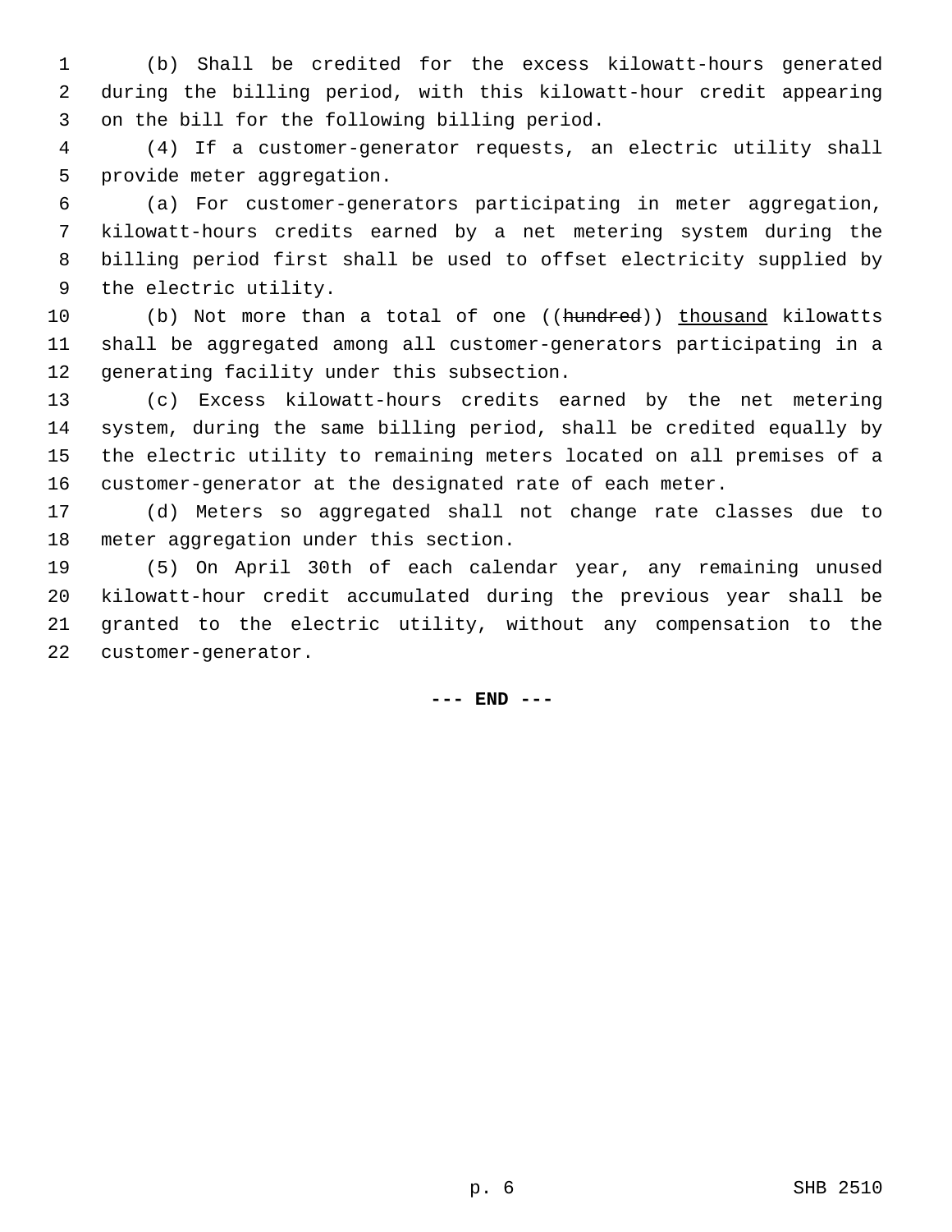(b) Shall be credited for the excess kilowatt-hours generated during the billing period, with this kilowatt-hour credit appearing on the bill for the following billing period.

(4) If a customer-generator requests, an electric utility shall provide meter aggregation.

(a) For customer-generators participating in meter aggregation, kilowatt-hours credits earned by a net metering system during the billing period first shall be used to offset electricity supplied by the electric utility.

(b) Not more than a total of one ((~~hundred~~)) thousand kilowatts shall be aggregated among all customer-generators participating in a generating facility under this subsection.

(c) Excess kilowatt-hours credits earned by the net metering system, during the same billing period, shall be credited equally by the electric utility to remaining meters located on all premises of a customer-generator at the designated rate of each meter.

(d) Meters so aggregated shall not change rate classes due to meter aggregation under this section.

(5) On April 30th of each calendar year, any remaining unused kilowatt-hour credit accumulated during the previous year shall be granted to the electric utility, without any compensation to the customer-generator.

**--- END ---**